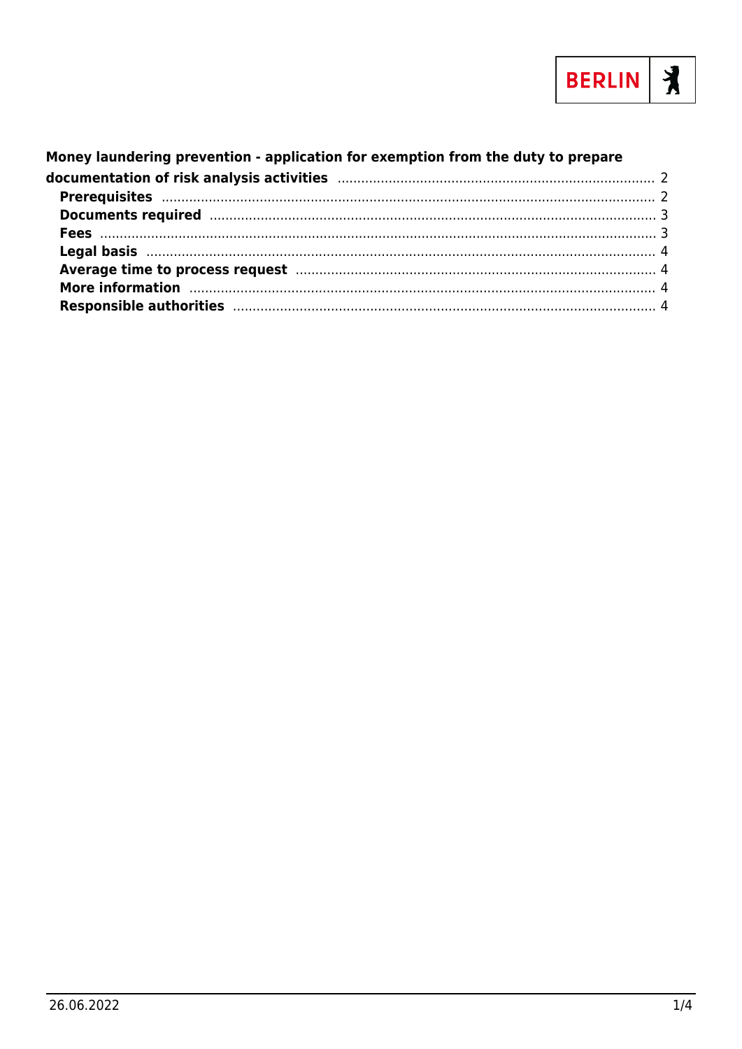BERLIN

**Money laundering prevention - application for exemption from the duty to prepare documentation of risk analysis activities** ........ 2

- **Prerequisites** ........ 2
- **Documents required** ........ 3
- **Fees** ........ 3
- **Legal basis** ........ 4
- **Average time to process request** ........ 4
- **More information** ........ 4
- **Responsible authorities** ........ 4

26.06.2022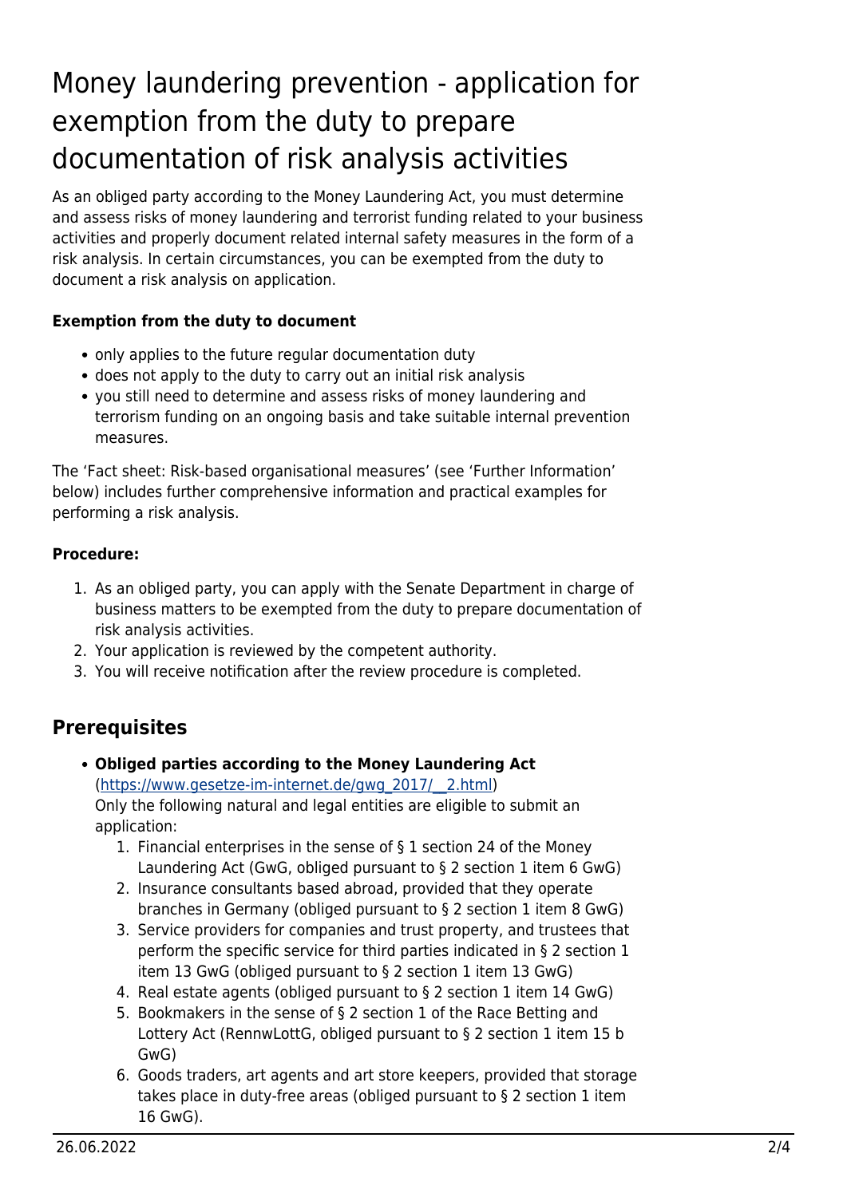# Money laundering prevention - application for exemption from the duty to prepare documentation of risk analysis activities

As an obliged party according to the Money Laundering Act, you must determine and assess risks of money laundering and terrorist funding related to your business activities and properly document related internal safety measures in the form of a risk analysis. In certain circumstances, you can be exempted from the duty to document a risk analysis on application.

**Exemption from the duty to document**

- only applies to the future regular documentation duty
- does not apply to the duty to carry out an initial risk analysis
- you still need to determine and assess risks of money laundering and terrorism funding on an ongoing basis and take suitable internal prevention measures.

The 'Fact sheet: Risk-based organisational measures' (see 'Further Information' below) includes further comprehensive information and practical examples for performing a risk analysis.

**Procedure:**

1. As an obliged party, you can apply with the Senate Department in charge of business matters to be exempted from the duty to prepare documentation of risk analysis activities.
2. Your application is reviewed by the competent authority.
3. You will receive notification after the review procedure is completed.

## Prerequisites

- **Obliged parties according to the Money Laundering Act** (https://www.gesetze-im-internet.de/gwg_2017/__2.html)
  Only the following natural and legal entities are eligible to submit an application:
  1. Financial enterprises in the sense of § 1 section 24 of the Money Laundering Act (GwG, obliged pursuant to § 2 section 1 item 6 GwG)
  2. Insurance consultants based abroad, provided that they operate branches in Germany (obliged pursuant to § 2 section 1 item 8 GwG)
  3. Service providers for companies and trust property, and trustees that perform the specific service for third parties indicated in § 2 section 1 item 13 GwG (obliged pursuant to § 2 section 1 item 13 GwG)
  4. Real estate agents (obliged pursuant to § 2 section 1 item 14 GwG)
  5. Bookmakers in the sense of § 2 section 1 of the Race Betting and Lottery Act (RennwLottG, obliged pursuant to § 2 section 1 item 15 b GwG)
  6. Goods traders, art agents and art store keepers, provided that storage takes place in duty-free areas (obliged pursuant to § 2 section 1 item 16 GwG).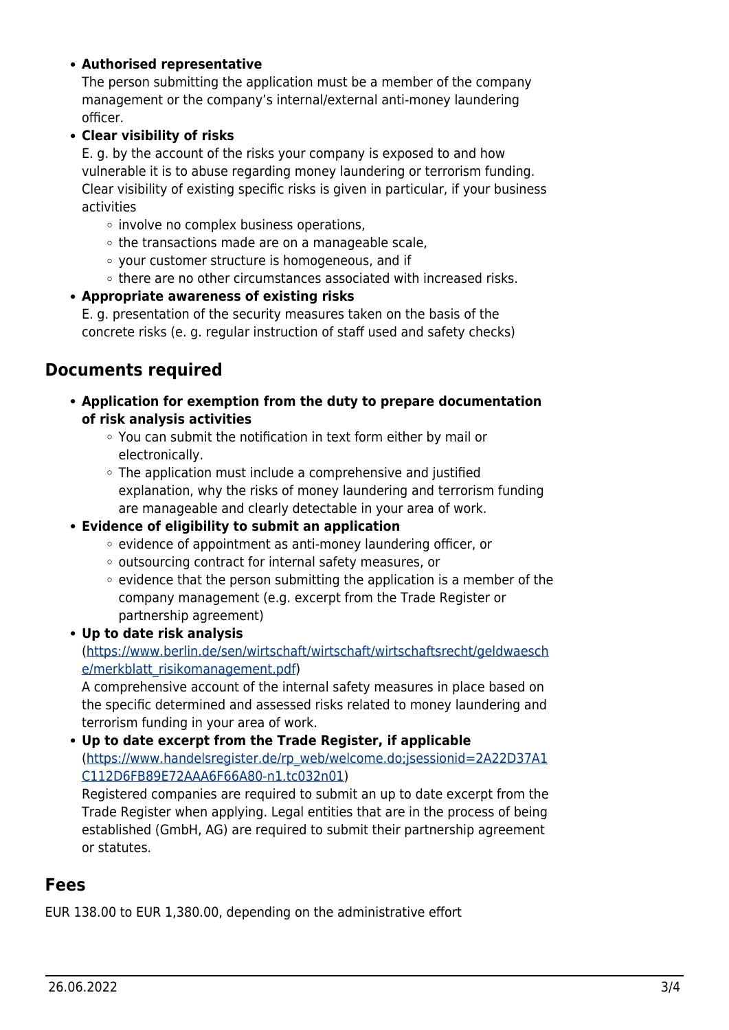- **Authorised representative**
  The person submitting the application must be a member of the company management or the company's internal/external anti-money laundering officer.
- **Clear visibility of risks**
  E. g. by the account of the risks your company is exposed to and how vulnerable it is to abuse regarding money laundering or terrorism funding. Clear visibility of existing specific risks is given in particular, if your business activities
  - involve no complex business operations,
  - the transactions made are on a manageable scale,
  - your customer structure is homogeneous, and if
  - there are no other circumstances associated with increased risks.
- **Appropriate awareness of existing risks**
  E. g. presentation of the security measures taken on the basis of the concrete risks (e. g. regular instruction of staff used and safety checks)

## Documents required

- **Application for exemption from the duty to prepare documentation of risk analysis activities**
  - You can submit the notification in text form either by mail or electronically.
  - The application must include a comprehensive and justified explanation, why the risks of money laundering and terrorism funding are manageable and clearly detectable in your area of work.
- **Evidence of eligibility to submit an application**
  - evidence of appointment as anti-money laundering officer, or
  - outsourcing contract for internal safety measures, or
  - evidence that the person submitting the application is a member of the company management (e.g. excerpt from the Trade Register or partnership agreement)
- **Up to date risk analysis**
  ([https://www.berlin.de/sen/wirtschaft/wirtschaft/wirtschaftsrecht/geldwaesche/merkblatt_risikomanagement.pdf](https://www.berlin.de/sen/wirtschaft/wirtschaft/wirtschaftsrecht/geldwaesche/merkblatt_risikomanagement.pdf))
  A comprehensive account of the internal safety measures in place based on the specific determined and assessed risks related to money laundering and terrorism funding in your area of work.
- **Up to date excerpt from the Trade Register, if applicable**
  ([https://www.handelsregister.de/rp_web/welcome.do;jsessionid=2A22D37A1C112D6FB89E72AAA6F66A80-n1.tc032n01](https://www.handelsregister.de/rp_web/welcome.do;jsessionid=2A22D37A1C112D6FB89E72AAA6F66A80-n1.tc032n01))
  Registered companies are required to submit an up to date excerpt from the Trade Register when applying. Legal entities that are in the process of being established (GmbH, AG) are required to submit their partnership agreement or statutes.

## Fees

EUR 138.00 to EUR 1,380.00, depending on the administrative effort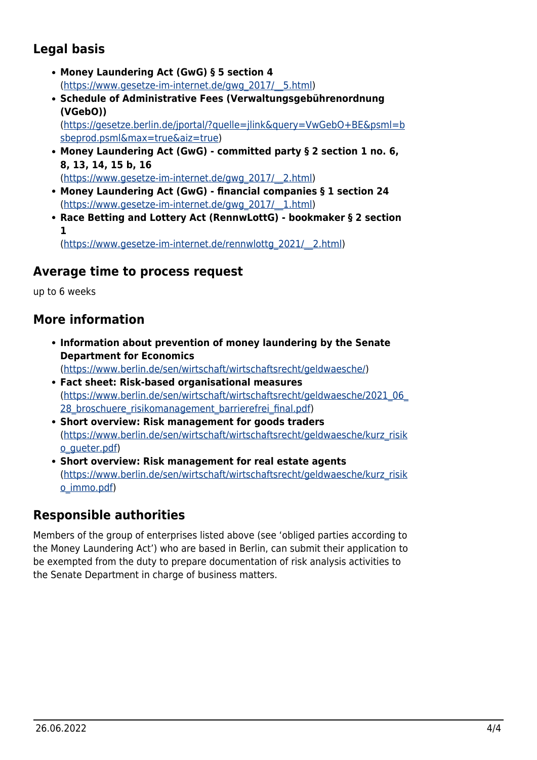## Legal basis

- **Money Laundering Act (GwG) § 5 section 4** (https://www.gesetze-im-internet.de/gwg_2017/__5.html)
- **Schedule of Administrative Fees (Verwaltungsgebührenordnung (VGebO))** (https://gesetze.berlin.de/jportal/?quelle=jlink&query=VwGebO+BE&psml=bsbeprod.psml&max=true&aiz=true)
- **Money Laundering Act (GwG) - committed party § 2 section 1 no. 6, 8, 13, 14, 15 b, 16** (https://www.gesetze-im-internet.de/gwg_2017/__2.html)
- **Money Laundering Act (GwG) - financial companies § 1 section 24** (https://www.gesetze-im-internet.de/gwg_2017/__1.html)
- **Race Betting and Lottery Act (RennwLottG) - bookmaker § 2 section 1** (https://www.gesetze-im-internet.de/rennwlottg_2021/__2.html)

## Average time to process request

up to 6 weeks

## More information

- **Information about prevention of money laundering by the Senate Department for Economics** (https://www.berlin.de/sen/wirtschaft/wirtschaftsrecht/geldwaesche/)
- **Fact sheet: Risk-based organisational measures** (https://www.berlin.de/sen/wirtschaft/wirtschaftsrecht/geldwaesche/2021_06_28_broschuere_risikomanagement_barrierefrei_final.pdf)
- **Short overview: Risk management for goods traders** (https://www.berlin.de/sen/wirtschaft/wirtschaftsrecht/geldwaesche/kurz_risiko_gueter.pdf)
- **Short overview: Risk management for real estate agents** (https://www.berlin.de/sen/wirtschaft/wirtschaftsrecht/geldwaesche/kurz_risiko_immo.pdf)

## Responsible authorities

Members of the group of enterprises listed above (see 'obliged parties according to the Money Laundering Act') who are based in Berlin, can submit their application to be exempted from the duty to prepare documentation of risk analysis activities to the Senate Department in charge of business matters.